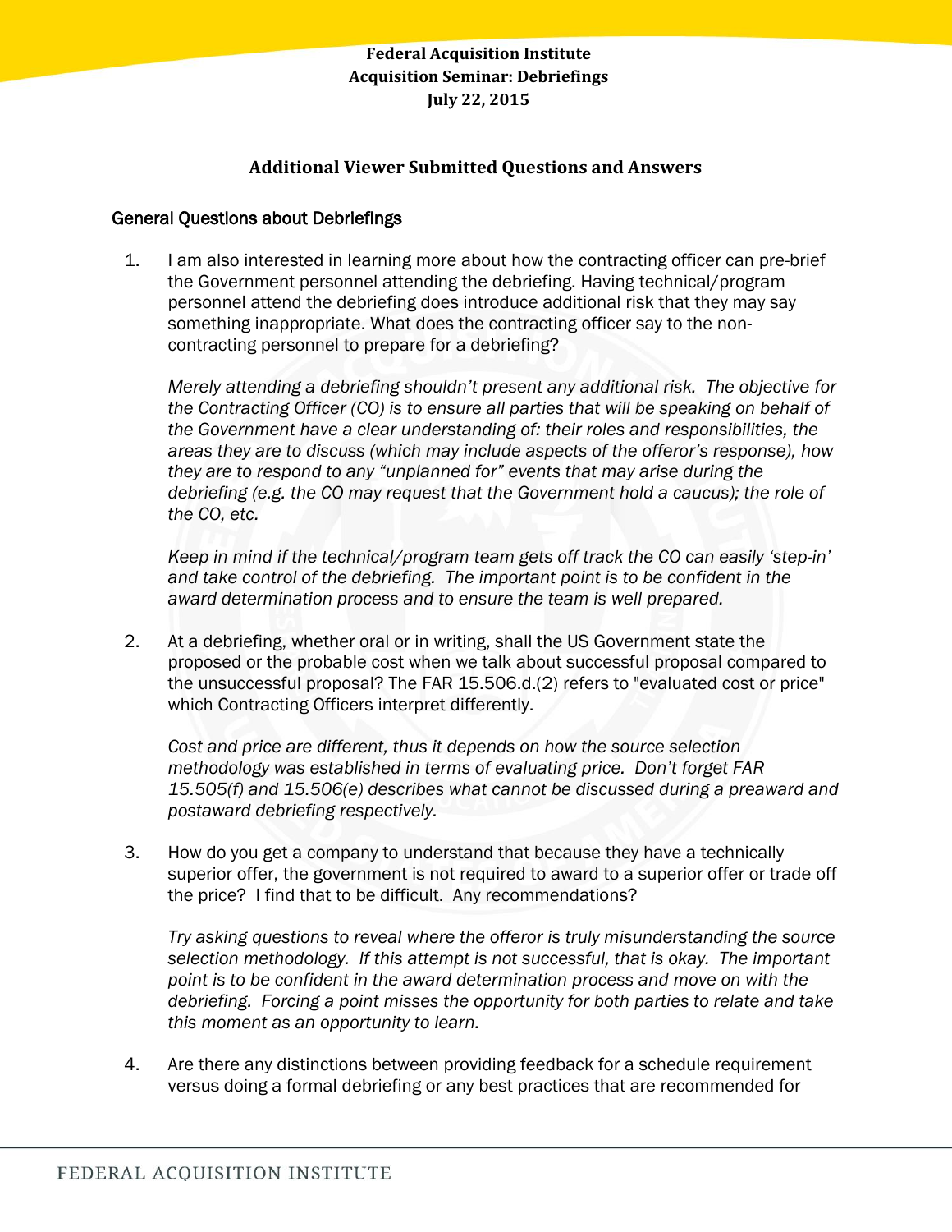**Federal Acquisition Institute**
**Acquisition Seminar: Debriefings**
**July 22, 2015**

## Additional Viewer Submitted Questions and Answers

### General Questions about Debriefings

1. I am also interested in learning more about how the contracting officer can pre-brief the Government personnel attending the debriefing. Having technical/program personnel attend the debriefing does introduce additional risk that they may say something inappropriate. What does the contracting officer say to the non-contracting personnel to prepare for a debriefing?

   *Merely attending a debriefing shouldn't present any additional risk. The objective for the Contracting Officer (CO) is to ensure all parties that will be speaking on behalf of the Government have a clear understanding of: their roles and responsibilities, the areas they are to discuss (which may include aspects of the offeror's response), how they are to respond to any "unplanned for" events that may arise during the debriefing (e.g. the CO may request that the Government hold a caucus); the role of the CO, etc.*

   *Keep in mind if the technical/program team gets off track the CO can easily 'step-in' and take control of the debriefing. The important point is to be confident in the award determination process and to ensure the team is well prepared.*

2. At a debriefing, whether oral or in writing, shall the US Government state the proposed or the probable cost when we talk about successful proposal compared to the unsuccessful proposal? The FAR 15.506.d.(2) refers to "evaluated cost or price" which Contracting Officers interpret differently.

   *Cost and price are different, thus it depends on how the source selection methodology was established in terms of evaluating price. Don't forget FAR 15.505(f) and 15.506(e) describes what cannot be discussed during a preaward and postaward debriefing respectively.*

3. How do you get a company to understand that because they have a technically superior offer, the government is not required to award to a superior offer or trade off the price? I find that to be difficult. Any recommendations?

   *Try asking questions to reveal where the offeror is truly misunderstanding the source selection methodology. If this attempt is not successful, that is okay. The important point is to be confident in the award determination process and move on with the debriefing. Forcing a point misses the opportunity for both parties to relate and take this moment as an opportunity to learn.*

4. Are there any distinctions between providing feedback for a schedule requirement versus doing a formal debriefing or any best practices that are recommended for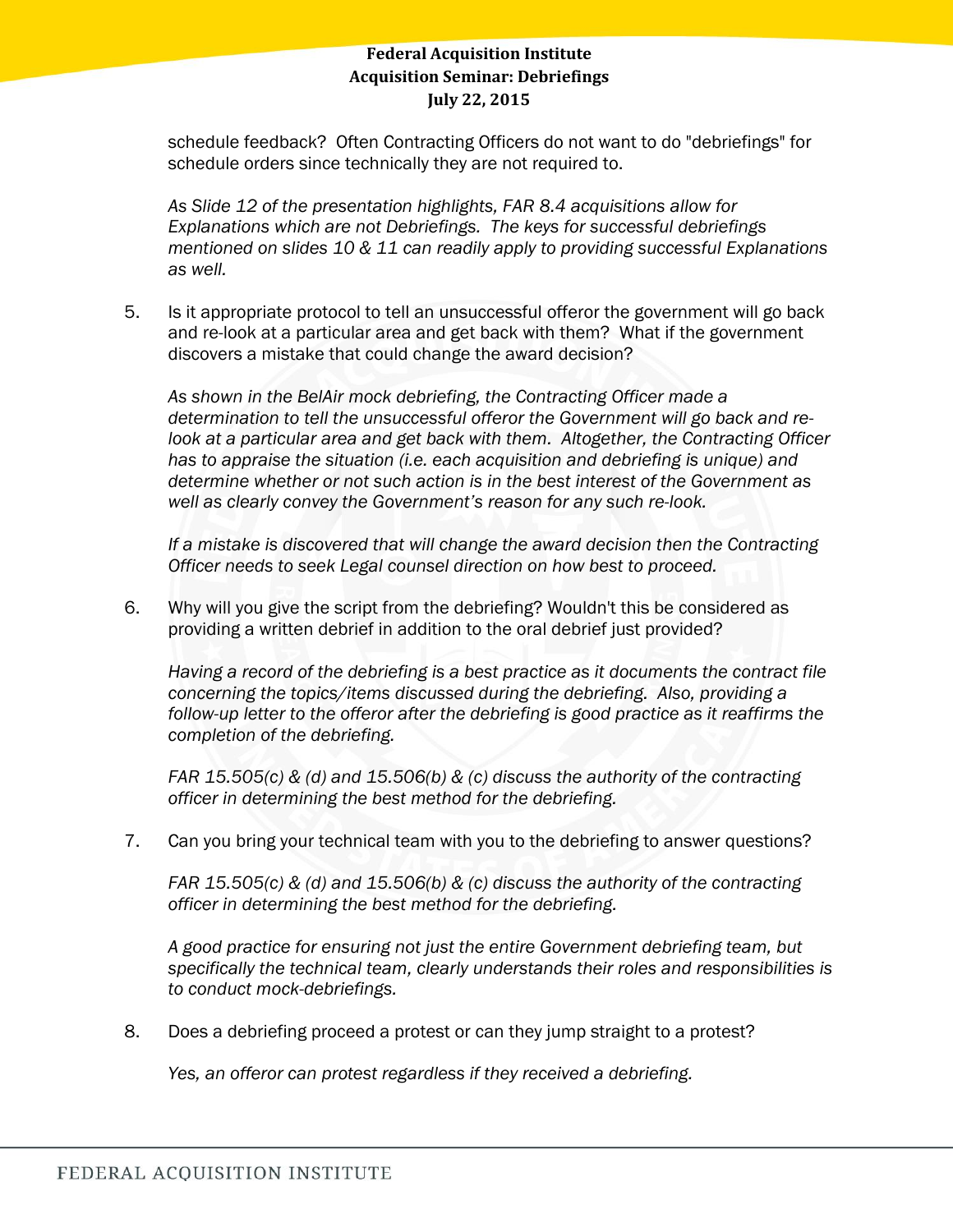schedule feedback? Often Contracting Officers do not want to do "debriefings" for schedule orders since technically they are not required to.

*As Slide 12 of the presentation highlights, FAR 8.4 acquisitions allow for Explanations which are not Debriefings. The keys for successful debriefings mentioned on slides 10 & 11 can readily apply to providing successful Explanations as well.*

5. Is it appropriate protocol to tell an unsuccessful offeror the government will go back and re-look at a particular area and get back with them? What if the government discovers a mistake that could change the award decision?

   *As shown in the BelAir mock debriefing, the Contracting Officer made a determination to tell the unsuccessful offeror the Government will go back and re-look at a particular area and get back with them. Altogether, the Contracting Officer has to appraise the situation (i.e. each acquisition and debriefing is unique) and determine whether or not such action is in the best interest of the Government as well as clearly convey the Government's reason for any such re-look.*

   *If a mistake is discovered that will change the award decision then the Contracting Officer needs to seek Legal counsel direction on how best to proceed.*

6. Why will you give the script from the debriefing? Wouldn't this be considered as providing a written debrief in addition to the oral debrief just provided?

   *Having a record of the debriefing is a best practice as it documents the contract file concerning the topics/items discussed during the debriefing. Also, providing a follow-up letter to the offeror after the debriefing is good practice as it reaffirms the completion of the debriefing.*

   *FAR 15.505(c) & (d) and 15.506(b) & (c) discuss the authority of the contracting officer in determining the best method for the debriefing.*

7. Can you bring your technical team with you to the debriefing to answer questions?

   *FAR 15.505(c) & (d) and 15.506(b) & (c) discuss the authority of the contracting officer in determining the best method for the debriefing.*

   *A good practice for ensuring not just the entire Government debriefing team, but specifically the technical team, clearly understands their roles and responsibilities is to conduct mock-debriefings.*

8. Does a debriefing proceed a protest or can they jump straight to a protest?

   *Yes, an offeror can protest regardless if they received a debriefing.*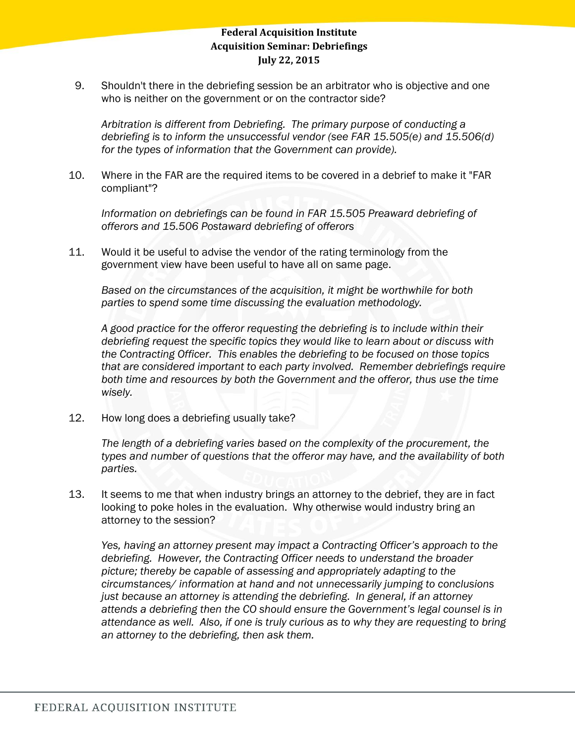9. Shouldn't there in the debriefing session be an arbitrator who is objective and one who is neither on the government or on the contractor side?

   *Arbitration is different from Debriefing. The primary purpose of conducting a debriefing is to inform the unsuccessful vendor (see FAR 15.505(e) and 15.506(d) for the types of information that the Government can provide).*

10. Where in the FAR are the required items to be covered in a debrief to make it "FAR compliant"?

    *Information on debriefings can be found in FAR 15.505 Preaward debriefing of offerors and 15.506 Postaward debriefing of offerors*

11. Would it be useful to advise the vendor of the rating terminology from the government view have been useful to have all on same page.

    *Based on the circumstances of the acquisition, it might be worthwhile for both parties to spend some time discussing the evaluation methodology.*

    *A good practice for the offeror requesting the debriefing is to include within their debriefing request the specific topics they would like to learn about or discuss with the Contracting Officer. This enables the debriefing to be focused on those topics that are considered important to each party involved. Remember debriefings require both time and resources by both the Government and the offeror, thus use the time wisely.*

12. How long does a debriefing usually take?

    *The length of a debriefing varies based on the complexity of the procurement, the types and number of questions that the offeror may have, and the availability of both parties.*

13. It seems to me that when industry brings an attorney to the debrief, they are in fact looking to poke holes in the evaluation. Why otherwise would industry bring an attorney to the session?

    *Yes, having an attorney present may impact a Contracting Officer's approach to the debriefing. However, the Contracting Officer needs to understand the broader picture; thereby be capable of assessing and appropriately adapting to the circumstances/ information at hand and not unnecessarily jumping to conclusions just because an attorney is attending the debriefing. In general, if an attorney attends a debriefing then the CO should ensure the Government's legal counsel is in attendance as well. Also, if one is truly curious as to why they are requesting to bring an attorney to the debriefing, then ask them.*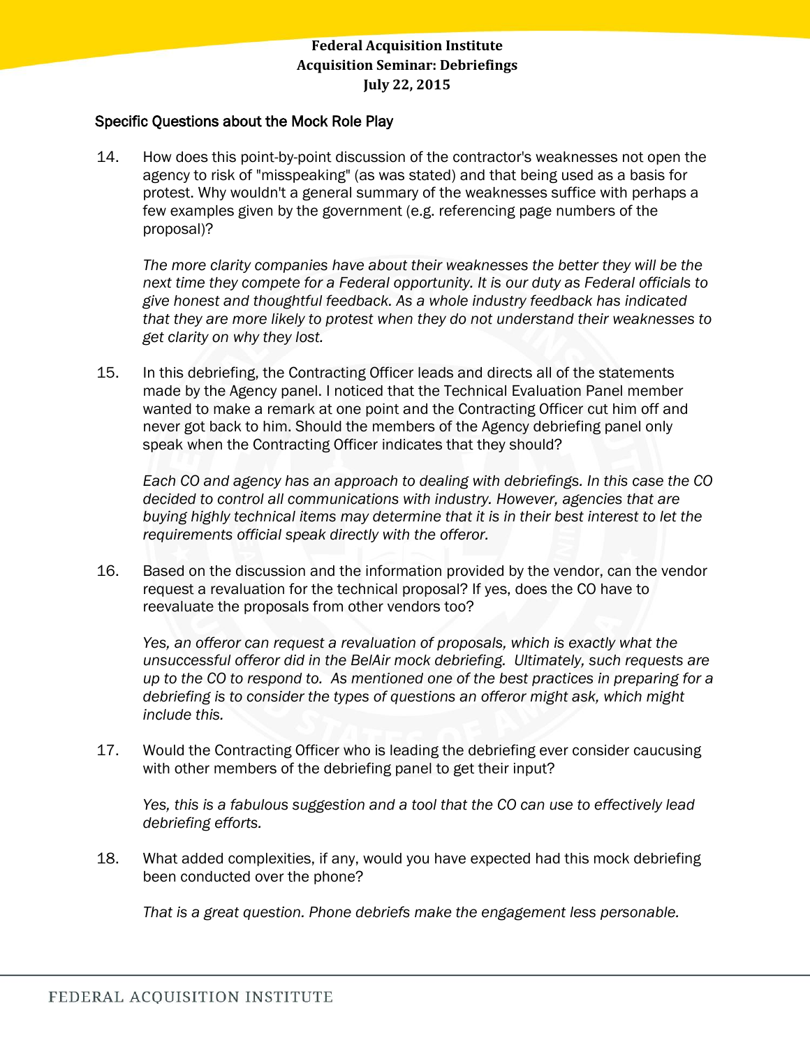## Specific Questions about the Mock Role Play

14. How does this point-by-point discussion of the contractor's weaknesses not open the agency to risk of "misspeaking" (as was stated) and that being used as a basis for protest. Why wouldn't a general summary of the weaknesses suffice with perhaps a few examples given by the government (e.g. referencing page numbers of the proposal)?

    *The more clarity companies have about their weaknesses the better they will be the next time they compete for a Federal opportunity. It is our duty as Federal officials to give honest and thoughtful feedback. As a whole industry feedback has indicated that they are more likely to protest when they do not understand their weaknesses to get clarity on why they lost.*

15. In this debriefing, the Contracting Officer leads and directs all of the statements made by the Agency panel. I noticed that the Technical Evaluation Panel member wanted to make a remark at one point and the Contracting Officer cut him off and never got back to him. Should the members of the Agency debriefing panel only speak when the Contracting Officer indicates that they should?

    *Each CO and agency has an approach to dealing with debriefings. In this case the CO decided to control all communications with industry. However, agencies that are buying highly technical items may determine that it is in their best interest to let the requirements official speak directly with the offeror.*

16. Based on the discussion and the information provided by the vendor, can the vendor request a revaluation for the technical proposal? If yes, does the CO have to reevaluate the proposals from other vendors too?

    *Yes, an offeror can request a revaluation of proposals, which is exactly what the unsuccessful offeror did in the BelAir mock debriefing. Ultimately, such requests are up to the CO to respond to. As mentioned one of the best practices in preparing for a debriefing is to consider the types of questions an offeror might ask, which might include this.*

17. Would the Contracting Officer who is leading the debriefing ever consider caucusing with other members of the debriefing panel to get their input?

    *Yes, this is a fabulous suggestion and a tool that the CO can use to effectively lead debriefing efforts.*

18. What added complexities, if any, would you have expected had this mock debriefing been conducted over the phone?

    *That is a great question. Phone debriefs make the engagement less personable.*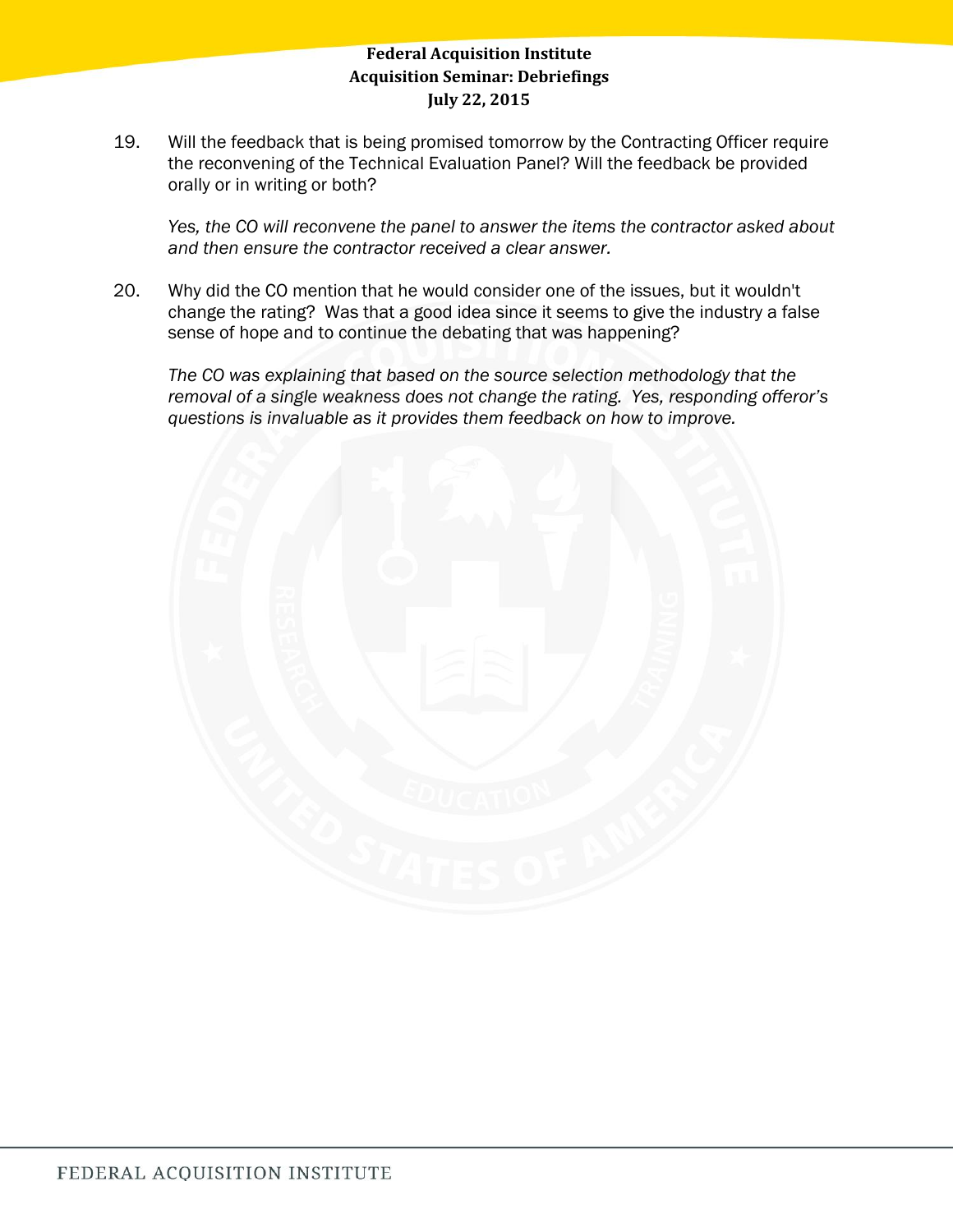19. Will the feedback that is being promised tomorrow by the Contracting Officer require the reconvening of the Technical Evaluation Panel? Will the feedback be provided orally or in writing or both?

    *Yes, the CO will reconvene the panel to answer the items the contractor asked about and then ensure the contractor received a clear answer.*

20. Why did the CO mention that he would consider one of the issues, but it wouldn't change the rating? Was that a good idea since it seems to give the industry a false sense of hope and to continue the debating that was happening?

    *The CO was explaining that based on the source selection methodology that the removal of a single weakness does not change the rating. Yes, responding offeror's questions is invaluable as it provides them feedback on how to improve.*